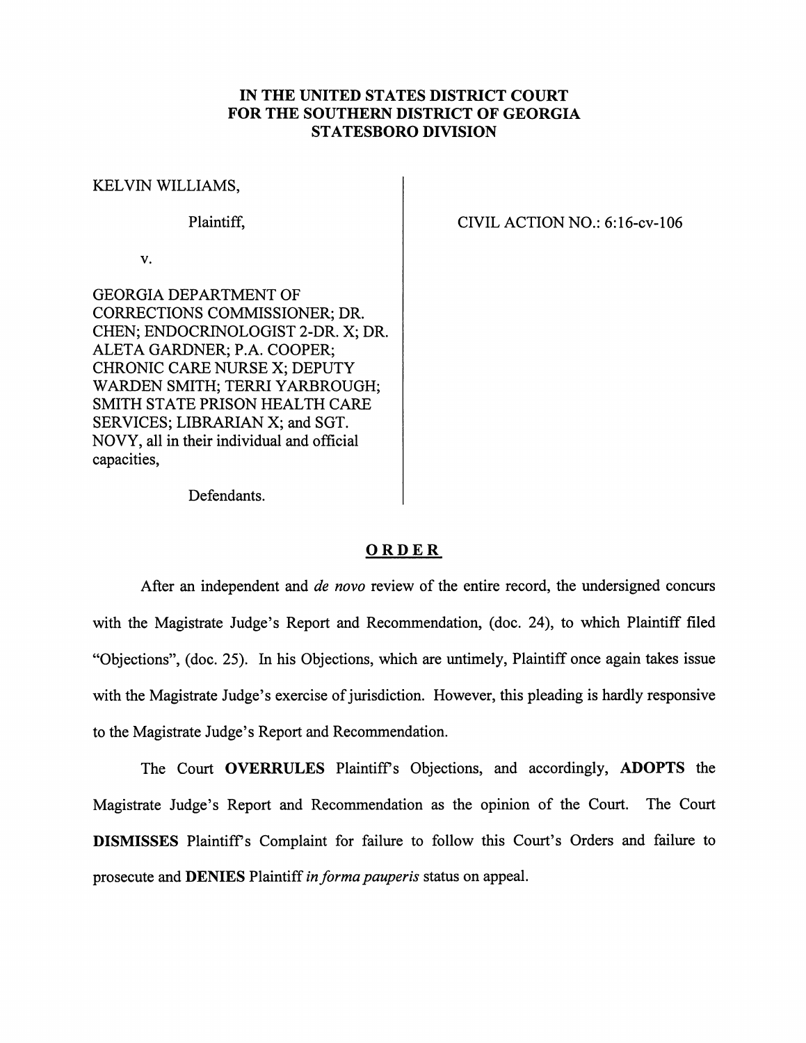# IN THE UNITED STATES DISTRICT COURT FOR THE SOUTHERN DISTRICT OF GEORGIA STATESBORO DIVISION

KELVIN WILLIAMS,

Plaintiff,

v.

GEORGIA DEPARTMENT OF CORRECTIONS COMMISSIONER; DR. CHEN; ENDOCRINOLOGIST 2-DR. X; DR. ALETA GARDNER; P.A. COOPER; CHRONIC CARE NURSE X; DEPUTY WARDEN SMITH; TERRI YARBROUGH; SMITH STATE PRISON HEALTH CARE SERVICES; LIBRARIAN X; and SGT. NOVY, all in their individual and official capacities,

Defendants.

CIVIL ACTION NO.: 6:16-cv-106

## ORDER

After an independent and *de novo* review of the entire record, the undersigned concurs with the Magistrate Judge's Report and Recommendation, (doc. 24), to which Plaintiff filed "Objections", (doc. 25). In his Objections, which are untimely, Plaintiff once again takes issue with the Magistrate Judge's exercise of jurisdiction. However, this pleading is hardly responsive to the Magistrate Judge's Report and Recommendation.

The Court **OVERRULES** Plaintiff's Objections, and accordingly, **ADOPTS** the Magistrate Judge's Report and Recommendation as the opinion of the Court. The Court **DISMISSES** Plaintiff's Complaint for failure to follow this Court's Orders and failure to prosecute and **DENIES** Plaintiff *in forma pauperis* status on appeal.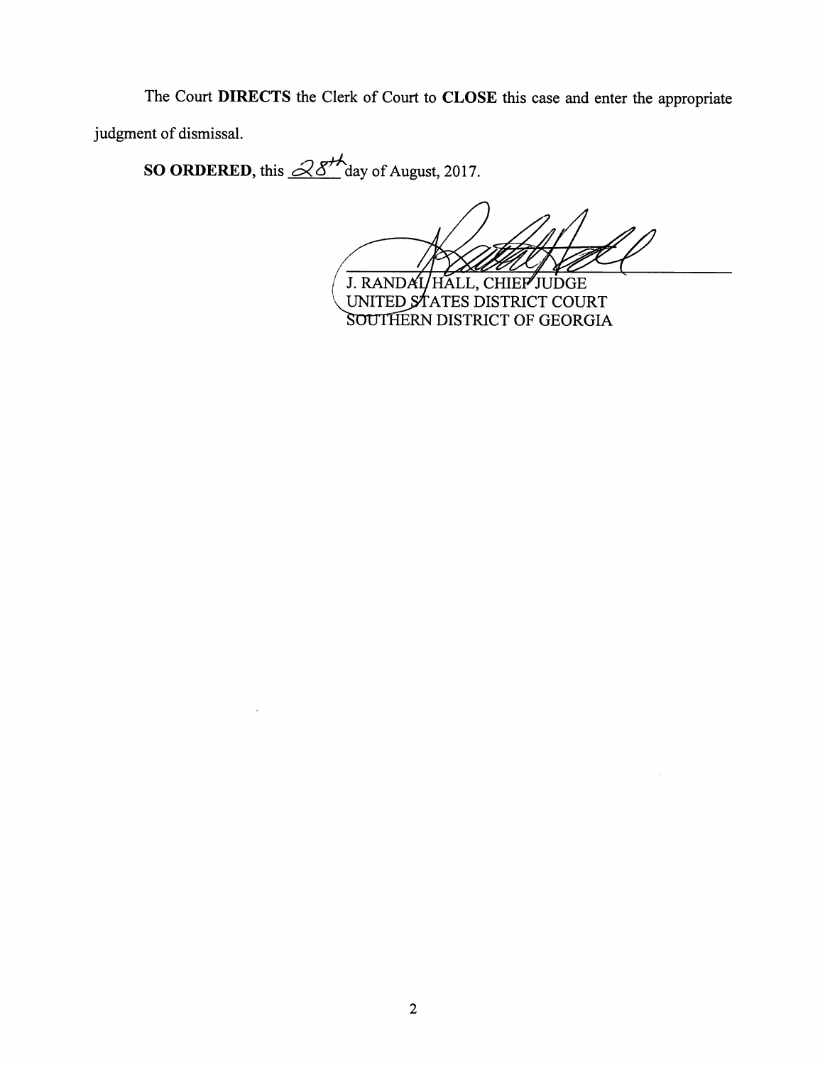The Court **DIRECTS** the Clerk of Court to **CLOSE** this case and enter the appropriate judgment of dismissal.

**SO ORDERED**, this 28th day of August, 2017.

J. RANDAL HALL, CHIEF JUDGE
UNITED STATES DISTRICT COURT
SOUTHERN DISTRICT OF GEORGIA